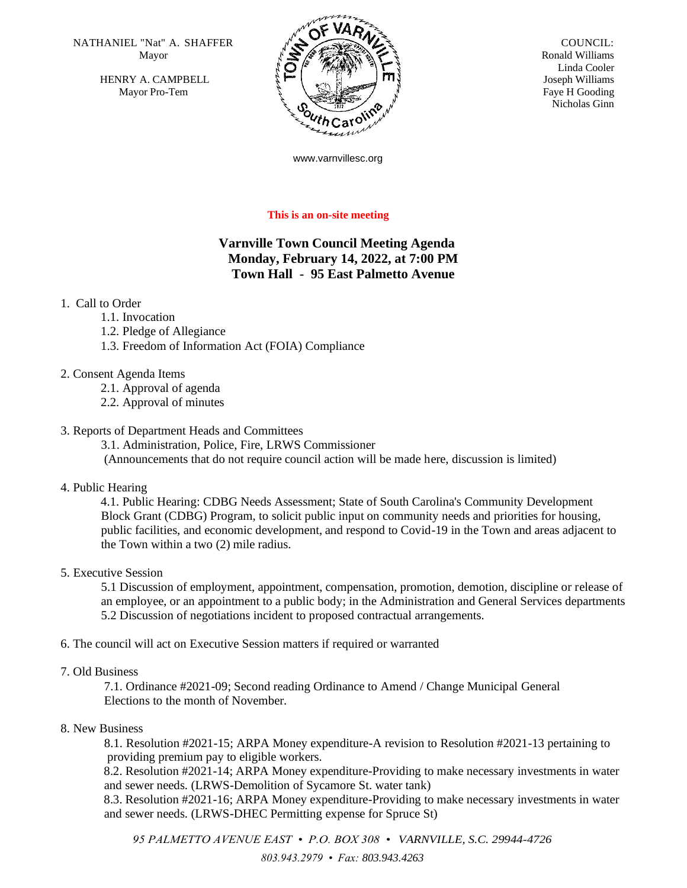NATHANIEL "Nat" A. SHAFFER
Mayor

HENRY A. CAMPBELL
Mayor Pro-Tem

COUNCIL:
Ronald Williams
Linda Cooler
Joseph Williams
Faye H Gooding
Nicholas Ginn

www.varnvillesc.org

**This is an on-site meeting**

## Varnville Town Council Meeting Agenda
## Monday, February 14, 2022, at 7:00 PM
## Town Hall - 95 East Palmetto Avenue

1. Call to Order
   - 1.1. Invocation
   - 1.2. Pledge of Allegiance
   - 1.3. Freedom of Information Act (FOIA) Compliance

2. Consent Agenda Items
   - 2.1. Approval of agenda
   - 2.2. Approval of minutes

3. Reports of Department Heads and Committees
   - 3.1. Administration, Police, Fire, LRWS Commissioner
   
   (Announcements that do not require council action will be made here, discussion is limited)

4. Public Hearing
   - 4.1. Public Hearing: CDBG Needs Assessment; State of South Carolina's Community Development Block Grant (CDBG) Program, to solicit public input on community needs and priorities for housing, public facilities, and economic development, and respond to Covid-19 in the Town and areas adjacent to the Town within a two (2) mile radius.

5. Executive Session
   - 5.1 Discussion of employment, appointment, compensation, promotion, demotion, discipline or release of an employee, or an appointment to a public body; in the Administration and General Services departments
   - 5.2 Discussion of negotiations incident to proposed contractual arrangements.

6. The council will act on Executive Session matters if required or warranted

7. Old Business
   - 7.1. Ordinance #2021-09; Second reading Ordinance to Amend / Change Municipal General Elections to the month of November.

8. New Business
   - 8.1. Resolution #2021-15; ARPA Money expenditure-A revision to Resolution #2021-13 pertaining to providing premium pay to eligible workers.
   - 8.2. Resolution #2021-14; ARPA Money expenditure-Providing to make necessary investments in water and sewer needs. (LRWS-Demolition of Sycamore St. water tank)
   - 8.3. Resolution #2021-16; ARPA Money expenditure-Providing to make necessary investments in water and sewer needs. (LRWS-DHEC Permitting expense for Spruce St)

*95 PALMETTO AVENUE EAST • P.O. BOX 308 • VARNVILLE, S.C. 29944-4726*

*803.943.2979 • Fax: 803.943.4263*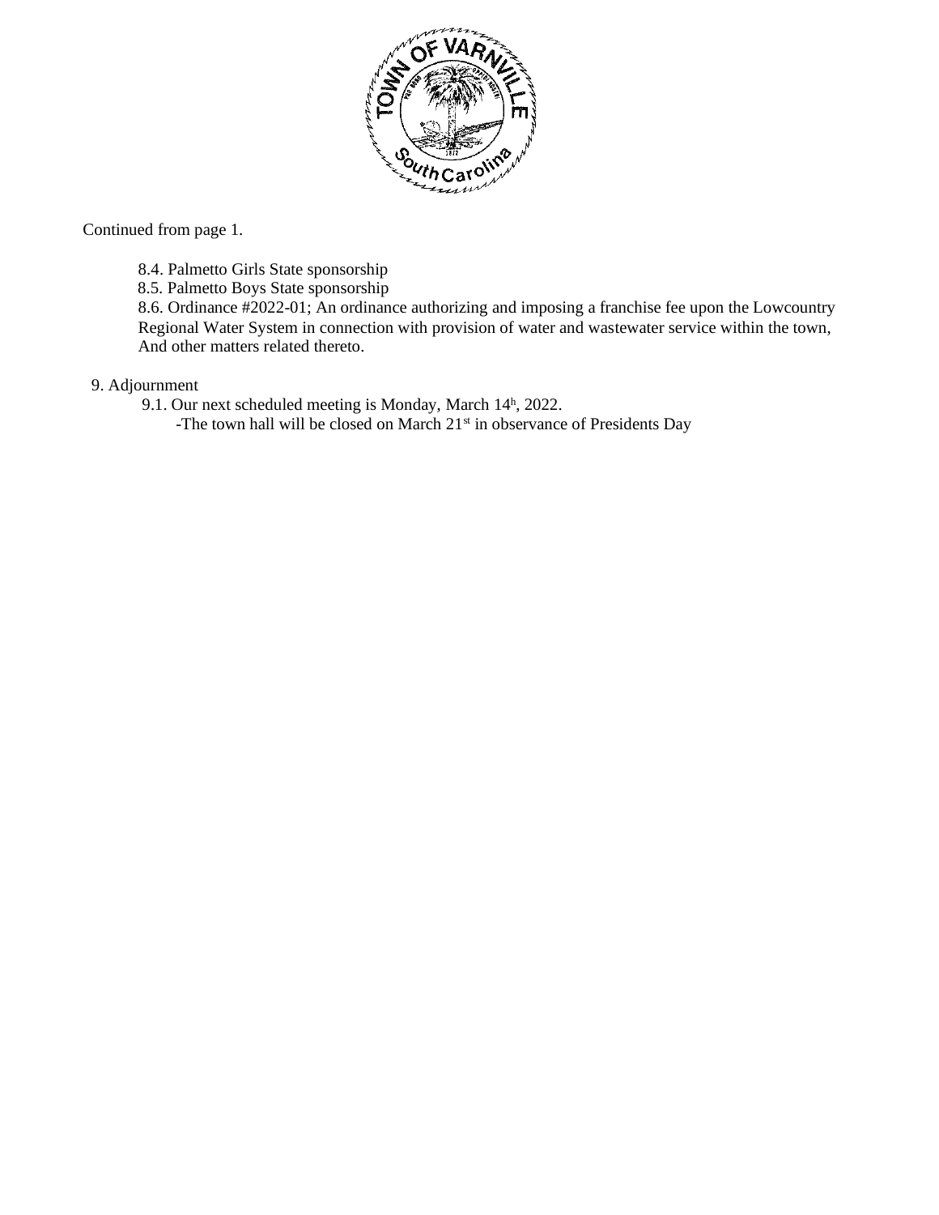Continued from page 1.

8.4. Palmetto Girls State sponsorship
8.5. Palmetto Boys State sponsorship
8.6. Ordinance #2022-01; An ordinance authorizing and imposing a franchise fee upon the Lowcountry Regional Water System in connection with provision of water and wastewater service within the town, And other matters related thereto.

9. Adjournment
   9.1. Our next scheduled meeting is Monday, March 14h, 2022.
   -The town hall will be closed on March 21st in observance of Presidents Day